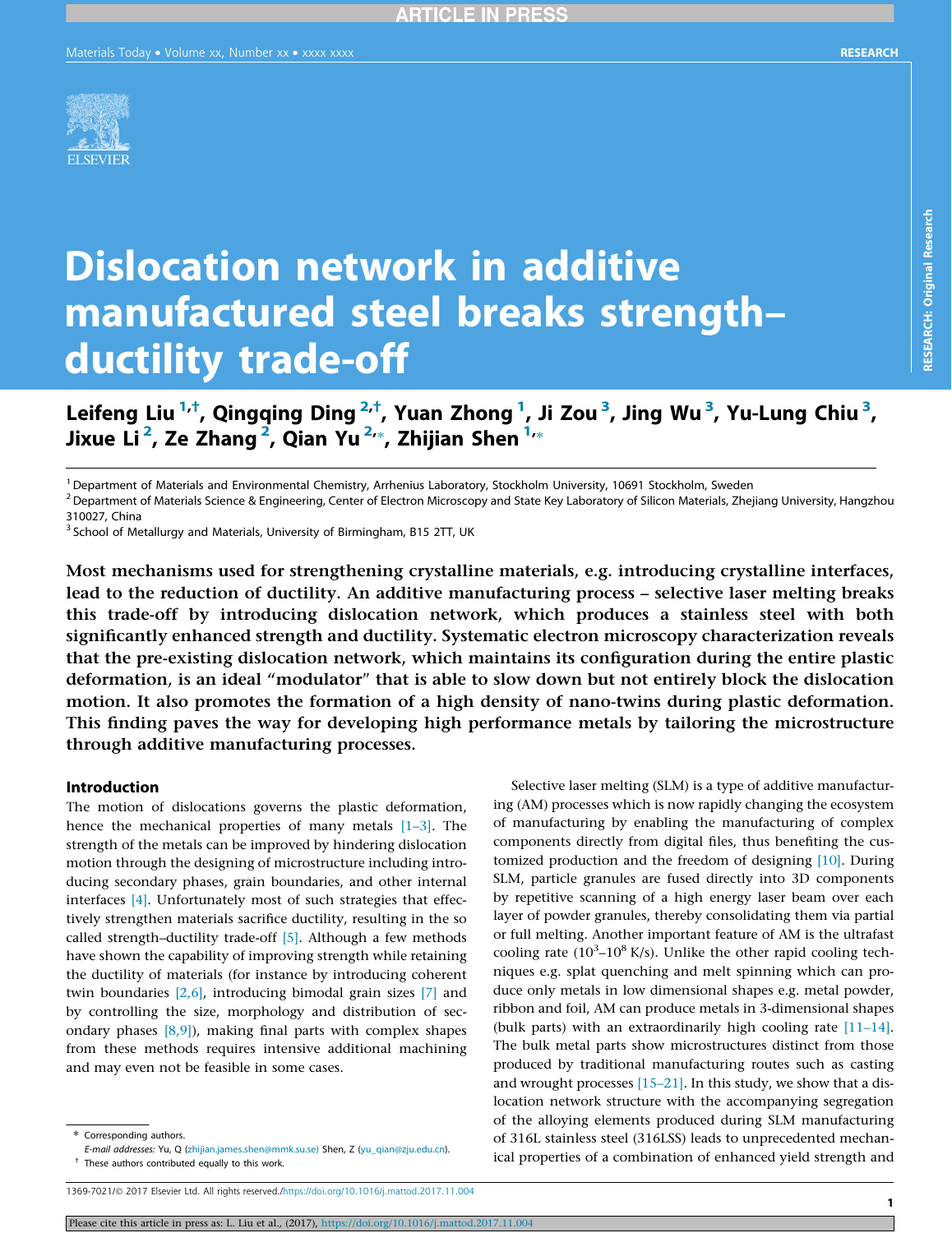# Dislocation network in additive manufactured steel breaks strength–ductility trade-off

**Leifeng Liu [1,†], Qingqing Ding [2,†], Yuan Zhong [1], Ji Zou [3], Jing Wu [3], Yu-Lung Chiu [3], Jixue Li [2], Ze Zhang [2], Qian Yu [2,*], Zhijian Shen [1,*]**

[1] Department of Materials and Environmental Chemistry, Arrhenius Laboratory, Stockholm University, 10691 Stockholm, Sweden
[2] Department of Materials Science & Engineering, Center of Electron Microscopy and State Key Laboratory of Silicon Materials, Zhejiang University, Hangzhou 310027, China
[3] School of Metallurgy and Materials, University of Birmingham, B15 2TT, UK

**Most mechanisms used for strengthening crystalline materials, e.g. introducing crystalline interfaces, lead to the reduction of ductility. An additive manufacturing process – selective laser melting breaks this trade-off by introducing dislocation network, which produces a stainless steel with both significantly enhanced strength and ductility. Systematic electron microscopy characterization reveals that the pre-existing dislocation network, which maintains its configuration during the entire plastic deformation, is an ideal "modulator" that is able to slow down but not entirely block the dislocation motion. It also promotes the formation of a high density of nano-twins during plastic deformation. This finding paves the way for developing high performance metals by tailoring the microstructure through additive manufacturing processes.**

## Introduction

The motion of dislocations governs the plastic deformation, hence the mechanical properties of many metals [1–3]. The strength of the metals can be improved by hindering dislocation motion through the designing of microstructure including introducing secondary phases, grain boundaries, and other internal interfaces [4]. Unfortunately most of such strategies that effectively strengthen materials sacrifice ductility, resulting in the so called strength–ductility trade-off [5]. Although a few methods have shown the capability of improving strength while retaining the ductility of materials (for instance by introducing coherent twin boundaries [2,6], introducing bimodal grain sizes [7] and by controlling the size, morphology and distribution of secondary phases [8,9]), making final parts with complex shapes from these methods requires intensive additional machining and may even not be feasible in some cases.

Selective laser melting (SLM) is a type of additive manufacturing (AM) processes which is now rapidly changing the ecosystem of manufacturing by enabling the manufacturing of complex components directly from digital files, thus benefiting the customized production and the freedom of designing [10]. During SLM, particle granules are fused directly into 3D components by repetitive scanning of a high energy laser beam over each layer of powder granules, thereby consolidating them via partial or full melting. Another important feature of AM is the ultrafast cooling rate ($10^3$–$10^8$ K/s). Unlike the other rapid cooling techniques e.g. splat quenching and melt spinning which can produce only metals in low dimensional shapes e.g. metal powder, ribbon and foil, AM can produce metals in 3-dimensional shapes (bulk parts) with an extraordinarily high cooling rate [11–14]. The bulk metal parts show microstructures distinct from those produced by traditional manufacturing routes such as casting and wrought processes [15–21]. In this study, we show that a dislocation network structure with the accompanying segregation of the alloying elements produced during SLM manufacturing of 316L stainless steel (316LSS) leads to unprecedented mechanical properties of a combination of enhanced yield strength and

* Corresponding authors.
*E-mail addresses:* Yu, Q (zhijian.james.shen@mmk.su.se) Shen, Z (yu_qian@zju.edu.cn).
† These authors contributed equally to this work.

1369-7021/© 2017 Elsevier Ltd. All rights reserved./https://doi.org/10.1016/j.mattod.2017.11.004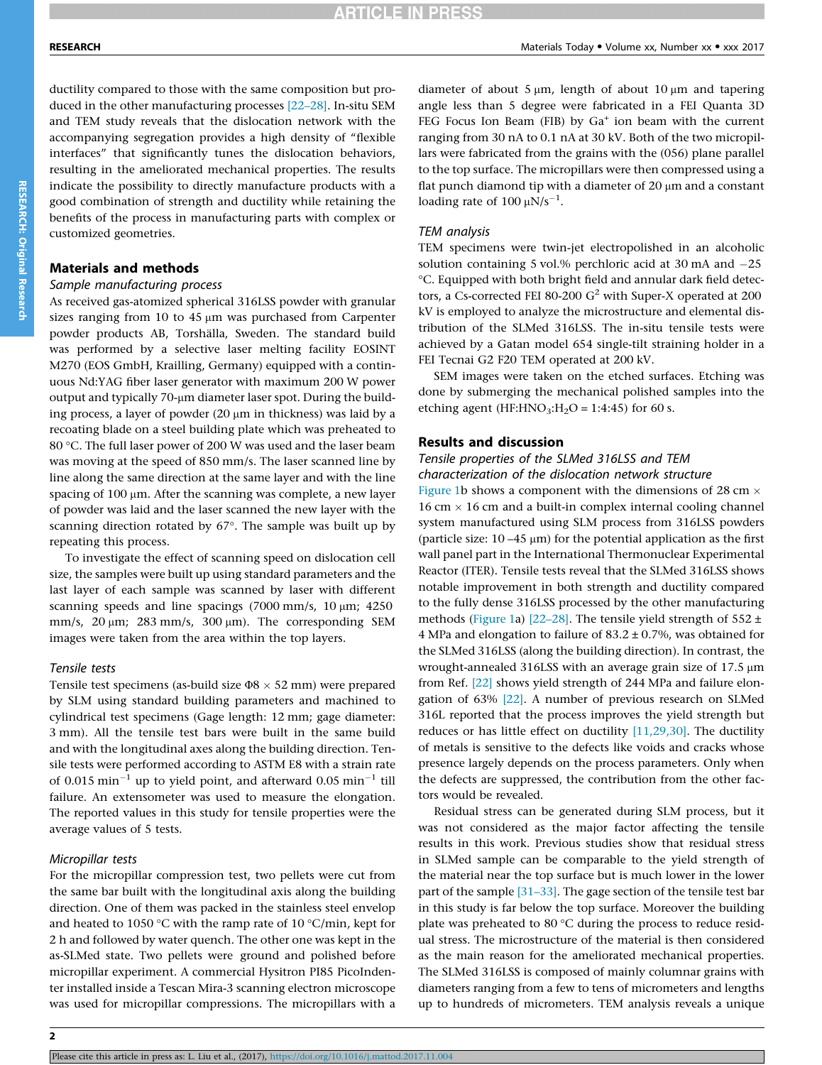ductility compared to those with the same composition but produced in the other manufacturing processes [22–28]. In-situ SEM and TEM study reveals that the dislocation network with the accompanying segregation provides a high density of "flexible interfaces" that significantly tunes the dislocation behaviors, resulting in the ameliorated mechanical properties. The results indicate the possibility to directly manufacture products with a good combination of strength and ductility while retaining the benefits of the process in manufacturing parts with complex or customized geometries.

## Materials and methods

### *Sample manufacturing process*

As received gas-atomized spherical 316LSS powder with granular sizes ranging from 10 to 45 μm was purchased from Carpenter powder products AB, Torshälla, Sweden. The standard build was performed by a selective laser melting facility EOSINT M270 (EOS GmbH, Krailling, Germany) equipped with a continuous Nd:YAG fiber laser generator with maximum 200 W power output and typically 70-μm diameter laser spot. During the building process, a layer of powder (20 μm in thickness) was laid by a recoating blade on a steel building plate which was preheated to 80 °C. The full laser power of 200 W was used and the laser beam was moving at the speed of 850 mm/s. The laser scanned line by line along the same direction at the same layer and with the line spacing of 100 μm. After the scanning was complete, a new layer of powder was laid and the laser scanned the new layer with the scanning direction rotated by 67°. The sample was built up by repeating this process.

To investigate the effect of scanning speed on dislocation cell size, the samples were built up using standard parameters and the last layer of each sample was scanned by laser with different scanning speeds and line spacings (7000 mm/s, 10 μm; 4250 mm/s, 20 μm; 283 mm/s, 300 μm). The corresponding SEM images were taken from the area within the top layers.

### *Tensile tests*

Tensile test specimens (as-build size Φ8 × 52 mm) were prepared by SLM using standard building parameters and machined to cylindrical test specimens (Gage length: 12 mm; gage diameter: 3 mm). All the tensile test bars were built in the same build and with the longitudinal axes along the building direction. Tensile tests were performed according to ASTM E8 with a strain rate of 0.015 $min^{-1}$ up to yield point, and afterward 0.05 $min^{-1}$ till failure. An extensometer was used to measure the elongation. The reported values in this study for tensile properties were the average values of 5 tests.

### *Micropillar tests*

For the micropillar compression test, two pellets were cut from the same bar built with the longitudinal axis along the building direction. One of them was packed in the stainless steel envelop and heated to 1050 °C with the ramp rate of 10 °C/min, kept for 2 h and followed by water quench. The other one was kept in the as-SLMed state. Two pellets were ground and polished before micropillar experiment. A commercial Hysitron PI85 PicoIndenter installed inside a Tescan Mira-3 scanning electron microscope was used for micropillar compressions. The micropillars with a diameter of about 5 μm, length of about 10 μm and tapering angle less than 5 degree were fabricated in a FEI Quanta 3D FEG Focus Ion Beam (FIB) by $Ga^{+}$ ion beam with the current ranging from 30 nA to 0.1 nA at 30 kV. Both of the two micropillars were fabricated from the grains with the (056) plane parallel to the top surface. The micropillars were then compressed using a flat punch diamond tip with a diameter of 20 μm and a constant loading rate of 100 $\mu N/s^{-1}$.

### *TEM analysis*

TEM specimens were twin-jet electropolished in an alcoholic solution containing 5 vol.% perchloric acid at 30 mA and −25 °C. Equipped with both bright field and annular dark field detectors, a Cs-corrected FEI 80-200 $G^2$ with Super-X operated at 200 kV is employed to analyze the microstructure and elemental distribution of the SLMed 316LSS. The in-situ tensile tests were achieved by a Gatan model 654 single-tilt straining holder in a FEI Tecnai G2 F20 TEM operated at 200 kV.

SEM images were taken on the etched surfaces. Etching was done by submerging the mechanical polished samples into the etching agent ($HF$:$HNO_3$:$H_2O$ = 1:4:45) for 60 s.

## Results and discussion

### *Tensile properties of the SLMed 316LSS and TEM characterization of the dislocation network structure*

Figure 1b shows a component with the dimensions of 28 cm × 16 cm × 16 cm and a built-in complex internal cooling channel system manufactured using SLM process from 316LSS powders (particle size: 10 –45 μm) for the potential application as the first wall panel part in the International Thermonuclear Experimental Reactor (ITER). Tensile tests reveal that the SLMed 316LSS shows notable improvement in both strength and ductility compared to the fully dense 316LSS processed by the other manufacturing methods (Figure 1a) [22–28]. The tensile yield strength of 552 ± 4 MPa and elongation to failure of 83.2 ± 0.7%, was obtained for the SLMed 316LSS (along the building direction). In contrast, the wrought-annealed 316LSS with an average grain size of 17.5 μm from Ref. [22] shows yield strength of 244 MPa and failure elongation of 63% [22]. A number of previous research on SLMed 316L reported that the process improves the yield strength but reduces or has little effect on ductility [11,29,30]. The ductility of metals is sensitive to the defects like voids and cracks whose presence largely depends on the process parameters. Only when the defects are suppressed, the contribution from the other factors would be revealed.

Residual stress can be generated during SLM process, but it was not considered as the major factor affecting the tensile results in this work. Previous studies show that residual stress in SLMed sample can be comparable to the yield strength of the material near the top surface but is much lower in the lower part of the sample [31–33]. The gage section of the tensile test bar in this study is far below the top surface. Moreover the building plate was preheated to 80 °C during the process to reduce residual stress. The microstructure of the material is then considered as the main reason for the ameliorated mechanical properties. The SLMed 316LSS is composed of mainly columnar grains with diameters ranging from a few to tens of micrometers and lengths up to hundreds of micrometers. TEM analysis reveals a unique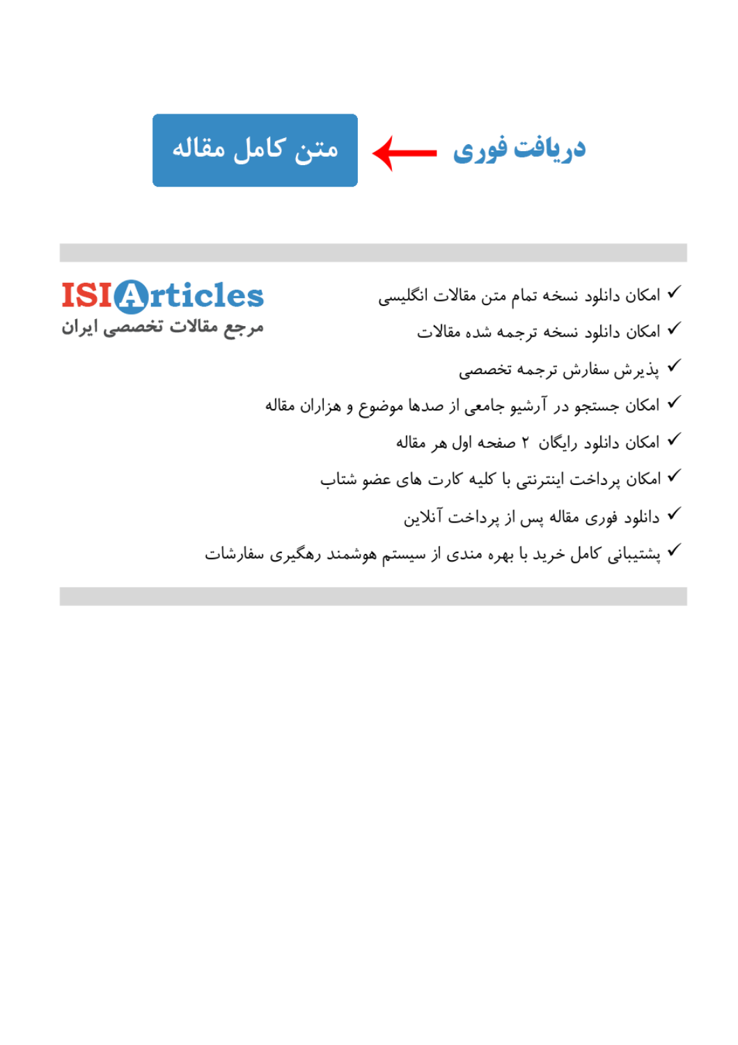دریافت فوری ← **متن کامل مقاله**

**ISIArticles**
مرجع مقالات تخصصی ایران

- ✓ امکان دانلود نسخه تمام متن مقالات انگلیسی
- ✓ امکان دانلود نسخه ترجمه شده مقالات
- ✓ پذیرش سفارش ترجمه تخصصی
- ✓ امکان جستجو در آرشیو جامعی از صدها موضوع و هزاران مقاله
- ✓ امکان دانلود رایگان ۲ صفحه اول هر مقاله
- ✓ امکان پرداخت اینترنتی با کلیه کارت های عضو شتاب
- ✓ دانلود فوری مقاله پس از پرداخت آنلاین
- ✓ پشتیبانی کامل خرید با بهره مندی از سیستم هوشمند رهگیری سفارشات